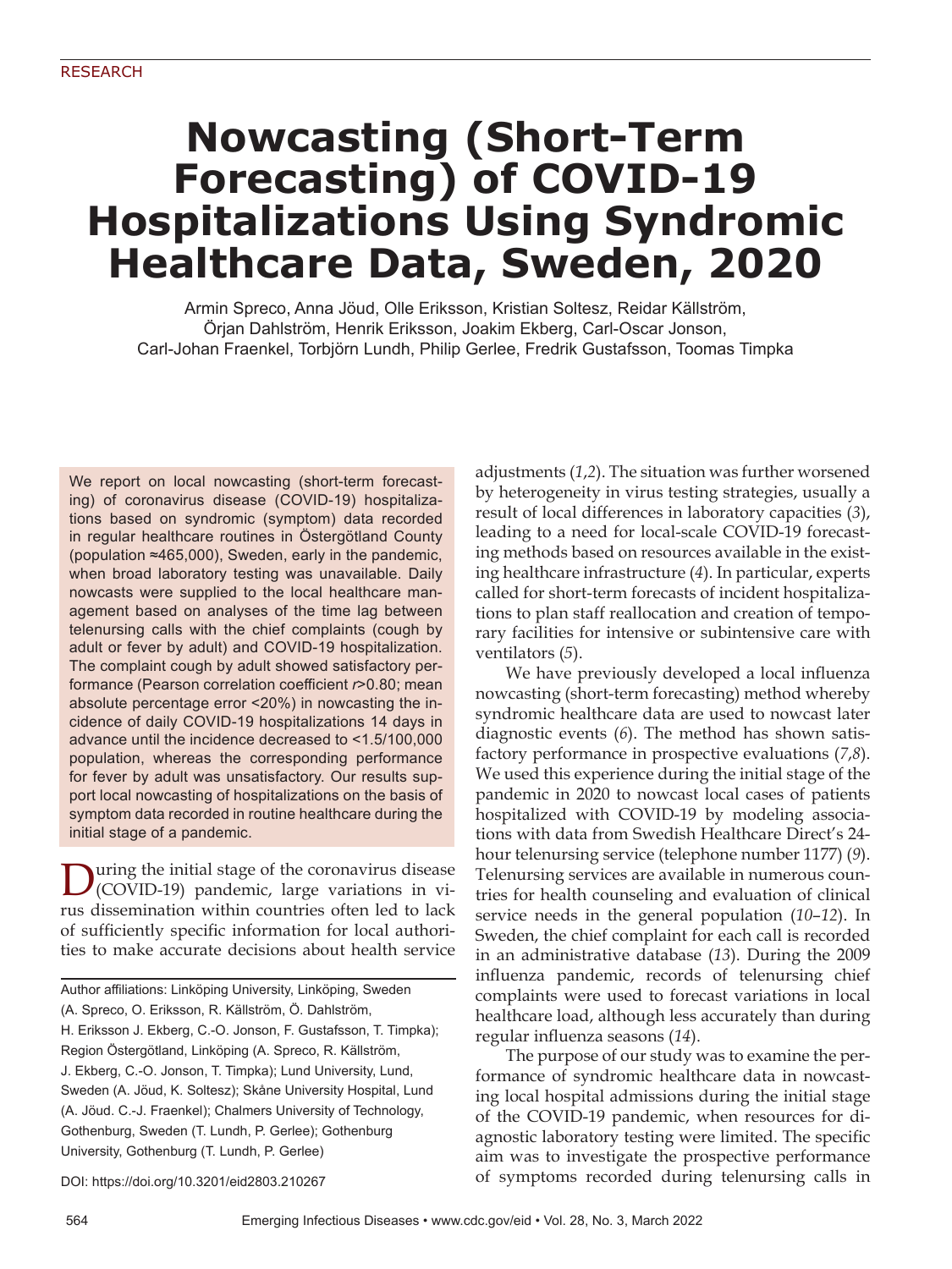RESEARCH

# Nowcasting (Short-Term Forecasting) of COVID-19 Hospitalizations Using Syndromic Healthcare Data, Sweden, 2020

Armin Spreco, Anna Jöud, Olle Eriksson, Kristian Soltesz, Reidar Källström, Örjan Dahlström, Henrik Eriksson, Joakim Ekberg, Carl-Oscar Jonson, Carl-Johan Fraenkel, Torbjörn Lundh, Philip Gerlee, Fredrik Gustafsson, Toomas Timpka

We report on local nowcasting (short-term forecasting) of coronavirus disease (COVID-19) hospitalizations based on syndromic (symptom) data recorded in regular healthcare routines in Östergötland County (population ≈465,000), Sweden, early in the pandemic, when broad laboratory testing was unavailable. Daily nowcasts were supplied to the local healthcare management based on analyses of the time lag between telenursing calls with the chief complaints (cough by adult or fever by adult) and COVID-19 hospitalization. The complaint cough by adult showed satisfactory performance (Pearson correlation coefficient $r$>0.80; mean absolute percentage error <20%) in nowcasting the incidence of daily COVID-19 hospitalizations 14 days in advance until the incidence decreased to <1.5/100,000 population, whereas the corresponding performance for fever by adult was unsatisfactory. Our results support local nowcasting of hospitalizations on the basis of symptom data recorded in routine healthcare during the initial stage of a pandemic.

During the initial stage of the coronavirus disease (COVID-19) pandemic, large variations in virus dissemination within countries often led to lack of sufficiently specific information for local authorities to make accurate decisions about health service adjustments (*1,2*). The situation was further worsened by heterogeneity in virus testing strategies, usually a result of local differences in laboratory capacities (*3*), leading to a need for local-scale COVID-19 forecasting methods based on resources available in the existing healthcare infrastructure (*4*). In particular, experts called for short-term forecasts of incident hospitalizations to plan staff reallocation and creation of temporary facilities for intensive or subintensive care with ventilators (*5*).

We have previously developed a local influenza nowcasting (short-term forecasting) method whereby syndromic healthcare data are used to nowcast later diagnostic events (*6*). The method has shown satisfactory performance in prospective evaluations (*7,8*). We used this experience during the initial stage of the pandemic in 2020 to nowcast local cases of patients hospitalized with COVID-19 by modeling associations with data from Swedish Healthcare Direct's 24-hour telenursing service (telephone number 1177) (*9*). Telenursing services are available in numerous countries for health counseling and evaluation of clinical service needs in the general population (*10–12*). In Sweden, the chief complaint for each call is recorded in an administrative database (*13*). During the 2009 influenza pandemic, records of telenursing chief complaints were used to forecast variations in local healthcare load, although less accurately than during regular influenza seasons (*14*).

The purpose of our study was to examine the performance of syndromic healthcare data in nowcasting local hospital admissions during the initial stage of the COVID-19 pandemic, when resources for diagnostic laboratory testing were limited. The specific aim was to investigate the prospective performance of symptoms recorded during telenursing calls in

Author affiliations: Linköping University, Linköping, Sweden (A. Spreco, O. Eriksson, R. Källström, Ö. Dahlström, H. Eriksson J. Ekberg, C.-O. Jonson, F. Gustafsson, T. Timpka); Region Östergötland, Linköping (A. Spreco, R. Källström, J. Ekberg, C.-O. Jonson, T. Timpka); Lund University, Lund, Sweden (A. Jöud, K. Soltesz); Skåne University Hospital, Lund (A. Jöud. C.-J. Fraenkel); Chalmers University of Technology, Gothenburg, Sweden (T. Lundh, P. Gerlee); Gothenburg University, Gothenburg (T. Lundh, P. Gerlee)

DOI: https://doi.org/10.3201/eid2803.210267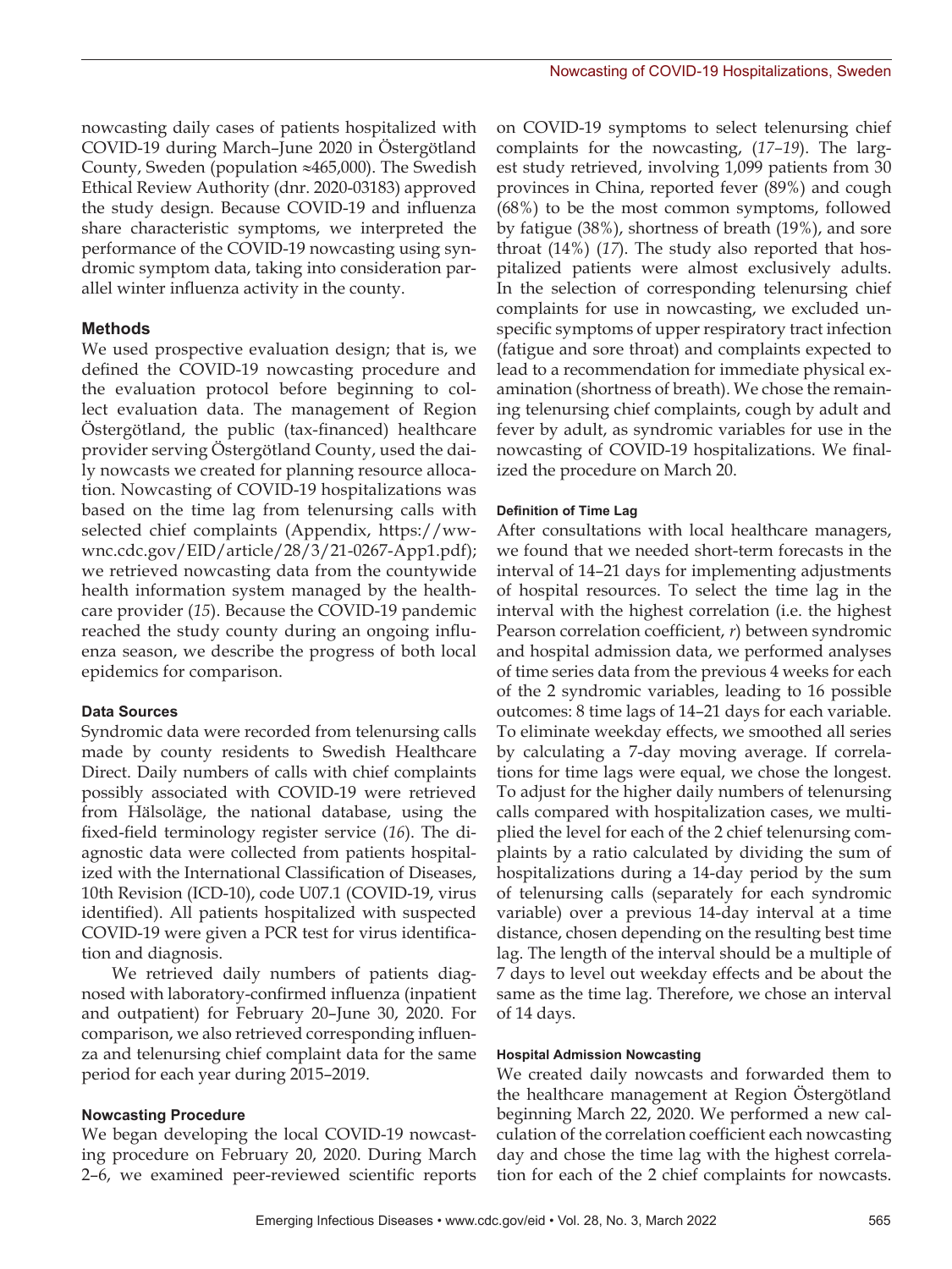nowcasting daily cases of patients hospitalized with COVID-19 during March–June 2020 in Östergötland County, Sweden (population ≈465,000). The Swedish Ethical Review Authority (dnr. 2020-03183) approved the study design. Because COVID-19 and influenza share characteristic symptoms, we interpreted the performance of the COVID-19 nowcasting using syndromic symptom data, taking into consideration parallel winter influenza activity in the county.

## Methods

We used prospective evaluation design; that is, we defined the COVID-19 nowcasting procedure and the evaluation protocol before beginning to collect evaluation data. The management of Region Östergötland, the public (tax-financed) healthcare provider serving Östergötland County, used the daily nowcasts we created for planning resource allocation. Nowcasting of COVID-19 hospitalizations was based on the time lag from telenursing calls with selected chief complaints (Appendix, https://wwwnc.cdc.gov/EID/article/28/3/21-0267-App1.pdf); we retrieved nowcasting data from the countywide health information system managed by the healthcare provider (*15*). Because the COVID-19 pandemic reached the study county during an ongoing influenza season, we describe the progress of both local epidemics for comparison.

### Data Sources

Syndromic data were recorded from telenursing calls made by county residents to Swedish Healthcare Direct. Daily numbers of calls with chief complaints possibly associated with COVID-19 were retrieved from Hälsoläge, the national database, using the fixed-field terminology register service (*16*). The diagnostic data were collected from patients hospitalized with the International Classification of Diseases, 10th Revision (ICD-10), code U07.1 (COVID-19, virus identified). All patients hospitalized with suspected COVID-19 were given a PCR test for virus identification and diagnosis.

We retrieved daily numbers of patients diagnosed with laboratory-confirmed influenza (inpatient and outpatient) for February 20–June 30, 2020. For comparison, we also retrieved corresponding influenza and telenursing chief complaint data for the same period for each year during 2015–2019.

### Nowcasting Procedure

We began developing the local COVID-19 nowcasting procedure on February 20, 2020. During March 2–6, we examined peer-reviewed scientific reports on COVID-19 symptoms to select telenursing chief complaints for the nowcasting, (*17*–*19*). The largest study retrieved, involving 1,099 patients from 30 provinces in China, reported fever (89%) and cough (68%) to be the most common symptoms, followed by fatigue (38%), shortness of breath (19%), and sore throat (14%) (*17*). The study also reported that hospitalized patients were almost exclusively adults. In the selection of corresponding telenursing chief complaints for use in nowcasting, we excluded unspecific symptoms of upper respiratory tract infection (fatigue and sore throat) and complaints expected to lead to a recommendation for immediate physical examination (shortness of breath). We chose the remaining telenursing chief complaints, cough by adult and fever by adult, as syndromic variables for use in the nowcasting of COVID-19 hospitalizations. We finalized the procedure on March 20.

#### Definition of Time Lag

After consultations with local healthcare managers, we found that we needed short-term forecasts in the interval of 14–21 days for implementing adjustments of hospital resources. To select the time lag in the interval with the highest correlation (i.e. the highest Pearson correlation coefficient, *r*) between syndromic and hospital admission data, we performed analyses of time series data from the previous 4 weeks for each of the 2 syndromic variables, leading to 16 possible outcomes: 8 time lags of 14–21 days for each variable. To eliminate weekday effects, we smoothed all series by calculating a 7-day moving average. If correlations for time lags were equal, we chose the longest. To adjust for the higher daily numbers of telenursing calls compared with hospitalization cases, we multiplied the level for each of the 2 chief telenursing complaints by a ratio calculated by dividing the sum of hospitalizations during a 14-day period by the sum of telenursing calls (separately for each syndromic variable) over a previous 14-day interval at a time distance, chosen depending on the resulting best time lag. The length of the interval should be a multiple of 7 days to level out weekday effects and be about the same as the time lag. Therefore, we chose an interval of 14 days.

#### Hospital Admission Nowcasting

We created daily nowcasts and forwarded them to the healthcare management at Region Östergötland beginning March 22, 2020. We performed a new calculation of the correlation coefficient each nowcasting day and chose the time lag with the highest correlation for each of the 2 chief complaints for nowcasts.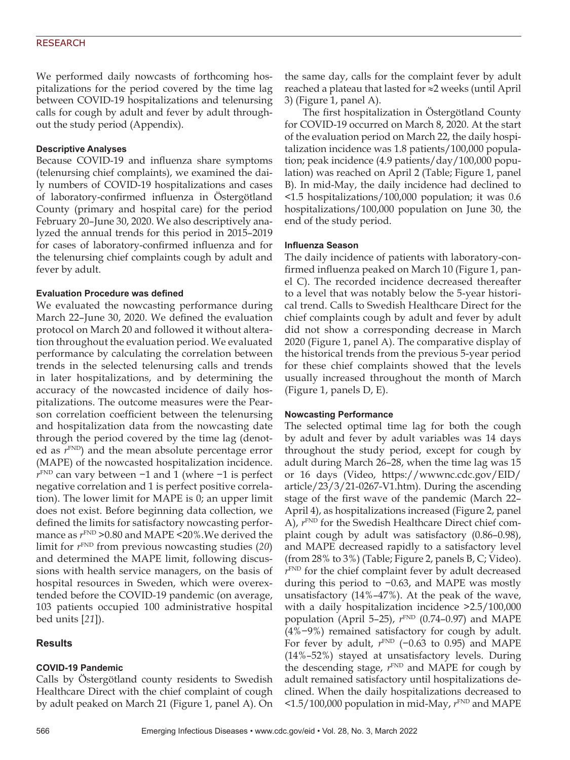We performed daily nowcasts of forthcoming hospitalizations for the period covered by the time lag between COVID-19 hospitalizations and telenursing calls for cough by adult and fever by adult throughout the study period (Appendix).

### Descriptive Analyses

Because COVID-19 and influenza share symptoms (telenursing chief complaints), we examined the daily numbers of COVID-19 hospitalizations and cases of laboratory-confirmed influenza in Östergötland County (primary and hospital care) for the period February 20–June 30, 2020. We also descriptively analyzed the annual trends for this period in 2015–2019 for cases of laboratory-confirmed influenza and for the telenursing chief complaints cough by adult and fever by adult.

### Evaluation Procedure was defined

We evaluated the nowcasting performance during March 22–June 30, 2020. We defined the evaluation protocol on March 20 and followed it without alteration throughout the evaluation period. We evaluated performance by calculating the correlation between trends in the selected telenursing calls and trends in later hospitalizations, and by determining the accuracy of the nowcasted incidence of daily hospitalizations. The outcome measures were the Pearson correlation coefficient between the telenursing and hospitalization data from the nowcasting date through the period covered by the time lag (denoted as $r^{FND}$) and the mean absolute percentage error (MAPE) of the nowcasted hospitalization incidence. $r^{FND}$ can vary between −1 and 1 (where −1 is perfect negative correlation and 1 is perfect positive correlation). The lower limit for MAPE is 0; an upper limit does not exist. Before beginning data collection, we defined the limits for satisfactory nowcasting performance as $r^{FND}$ >0.80 and MAPE <20%. We derived the limit for $r^{FND}$ from previous nowcasting studies ([20]) and determined the MAPE limit, following discussions with health service managers, on the basis of hospital resources in Sweden, which were overextended before the COVID-19 pandemic (on average, 103 patients occupied 100 administrative hospital bed units [[21]]).

## Results

### COVID-19 Pandemic

Calls by Östergötland county residents to Swedish Healthcare Direct with the chief complaint of cough by adult peaked on March 21 (Figure 1, panel A). On the same day, calls for the complaint fever by adult reached a plateau that lasted for ≈2 weeks (until April 3) (Figure 1, panel A).

The first hospitalization in Östergötland County for COVID-19 occurred on March 8, 2020. At the start of the evaluation period on March 22, the daily hospitalization incidence was 1.8 patients/100,000 population; peak incidence (4.9 patients/day/100,000 population) was reached on April 2 (Table; Figure 1, panel B). In mid-May, the daily incidence had declined to <1.5 hospitalizations/100,000 population; it was 0.6 hospitalizations/100,000 population on June 30, the end of the study period.

### Influenza Season

The daily incidence of patients with laboratory-confirmed influenza peaked on March 10 (Figure 1, panel C). The recorded incidence decreased thereafter to a level that was notably below the 5-year historical trend. Calls to Swedish Healthcare Direct for the chief complaints cough by adult and fever by adult did not show a corresponding decrease in March 2020 (Figure 1, panel A). The comparative display of the historical trends from the previous 5-year period for these chief complaints showed that the levels usually increased throughout the month of March (Figure 1, panels D, E).

### Nowcasting Performance

The selected optimal time lag for both the cough by adult and fever by adult variables was 14 days throughout the study period, except for cough by adult during March 26–28, when the time lag was 15 or 16 days (Video, https://wwwnc.cdc.gov/EID/article/23/3/21-0267-V1.htm). During the ascending stage of the first wave of the pandemic (March 22–April 4), as hospitalizations increased (Figure 2, panel A), $r^{FND}$ for the Swedish Healthcare Direct chief complaint cough by adult was satisfactory (0.86–0.98), and MAPE decreased rapidly to a satisfactory level (from 28% to 3%) (Table; Figure 2, panels B, C; Video). $r^{FND}$ for the chief complaint fever by adult decreased during this period to −0.63, and MAPE was mostly unsatisfactory (14%–47%). At the peak of the wave, with a daily hospitalization incidence >2.5/100,000 population (April 5–25), $r^{FND}$ (0.74–0.97) and MAPE (4%−9%) remained satisfactory for cough by adult. For fever by adult, $r^{FND}$ (−0.63 to 0.95) and MAPE (14%–52%) stayed at unsatisfactory levels. During the descending stage, $r^{FND}$ and MAPE for cough by adult remained satisfactory until hospitalizations declined. When the daily hospitalizations decreased to <1.5/100,000 population in mid-May, $r^{FND}$ and MAPE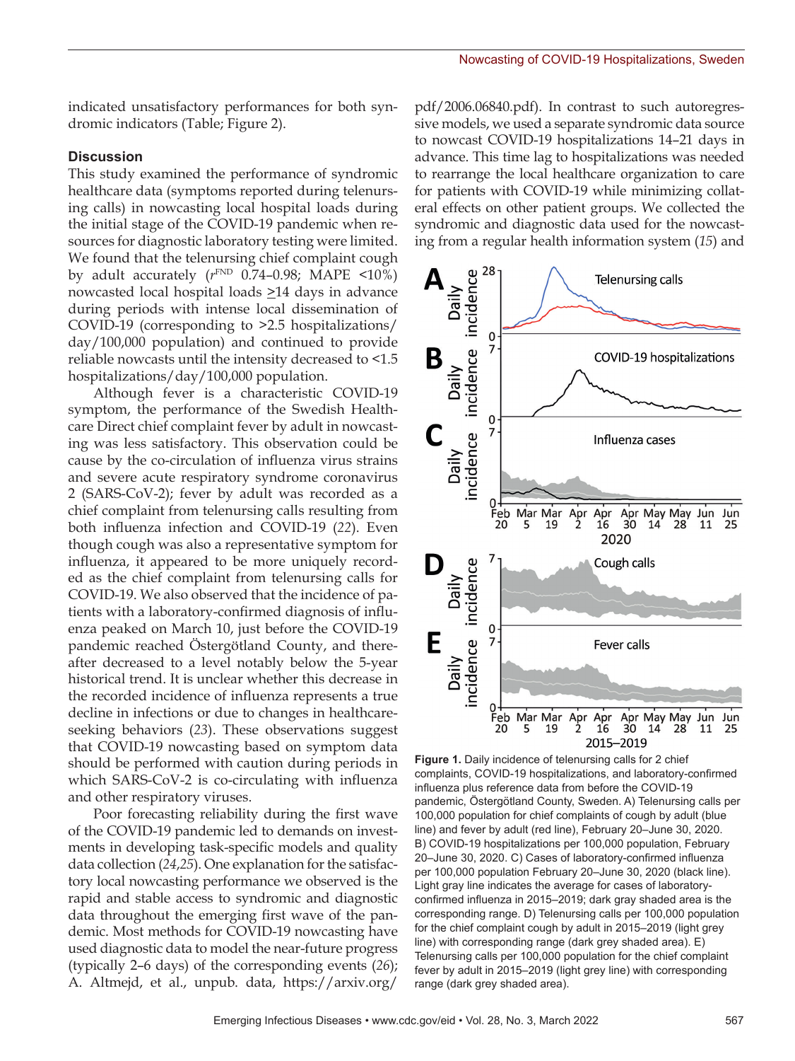indicated unsatisfactory performances for both syndromic indicators (Table; Figure 2).

## Discussion

This study examined the performance of syndromic healthcare data (symptoms reported during telenursing calls) in nowcasting local hospital loads during the initial stage of the COVID-19 pandemic when resources for diagnostic laboratory testing were limited. We found that the telenursing chief complaint cough by adult accurately ($r^{FND}$ 0.74–0.98; MAPE <10%) nowcasted local hospital loads ≥14 days in advance during periods with intense local dissemination of COVID-19 (corresponding to >2.5 hospitalizations/day/100,000 population) and continued to provide reliable nowcasts until the intensity decreased to <1.5 hospitalizations/day/100,000 population.

Although fever is a characteristic COVID-19 symptom, the performance of the Swedish Healthcare Direct chief complaint fever by adult in nowcasting was less satisfactory. This observation could be cause by the co-circulation of influenza virus strains and severe acute respiratory syndrome coronavirus 2 (SARS-CoV-2); fever by adult was recorded as a chief complaint from telenursing calls resulting from both influenza infection and COVID-19 (*22*). Even though cough was also a representative symptom for influenza, it appeared to be more uniquely recorded as the chief complaint from telenursing calls for COVID-19. We also observed that the incidence of patients with a laboratory-confirmed diagnosis of influenza peaked on March 10, just before the COVID-19 pandemic reached Östergötland County, and thereafter decreased to a level notably below the 5-year historical trend. It is unclear whether this decrease in the recorded incidence of influenza represents a true decline in infections or due to changes in healthcare-seeking behaviors (*23*). These observations suggest that COVID-19 nowcasting based on symptom data should be performed with caution during periods in which SARS-CoV-2 is co-circulating with influenza and other respiratory viruses.

Poor forecasting reliability during the first wave of the COVID-19 pandemic led to demands on investments in developing task-specific models and quality data collection (*24*,*25*). One explanation for the satisfactory local nowcasting performance we observed is the rapid and stable access to syndromic and diagnostic data throughout the emerging first wave of the pandemic. Most methods for COVID-19 nowcasting have used diagnostic data to model the near-future progress (typically 2–6 days) of the corresponding events (*26*); A. Altmejd, et al., unpub. data, https://arxiv.org/pdf/2006.06840.pdf). In contrast to such autoregressive models, we used a separate syndromic data source to nowcast COVID-19 hospitalizations 14–21 days in advance. This time lag to hospitalizations was needed to rearrange the local healthcare organization to care for patients with COVID-19 while minimizing collateral effects on other patient groups. We collected the syndromic and diagnostic data used for the nowcasting from a regular health information system (*15*) and

**Figure 1.** Daily incidence of telenursing calls for 2 chief complaints, COVID-19 hospitalizations, and laboratory-confirmed influenza plus reference data from before the COVID-19 pandemic, Östergötland County, Sweden. A) Telenursing calls per 100,000 population for chief complaints of cough by adult (blue line) and fever by adult (red line), February 20–June 30, 2020. B) COVID-19 hospitalizations per 100,000 population, February 20–June 30, 2020. C) Cases of laboratory-confirmed influenza per 100,000 population February 20–June 30, 2020 (black line). Light gray line indicates the average for cases of laboratory-confirmed influenza in 2015–2019; dark gray shaded area is the corresponding range. D) Telenursing calls per 100,000 population for the chief complaint cough by adult in 2015–2019 (light grey line) with corresponding range (dark grey shaded area). E) Telenursing calls per 100,000 population for the chief complaint fever by adult in 2015–2019 (light grey line) with corresponding range (dark grey shaded area).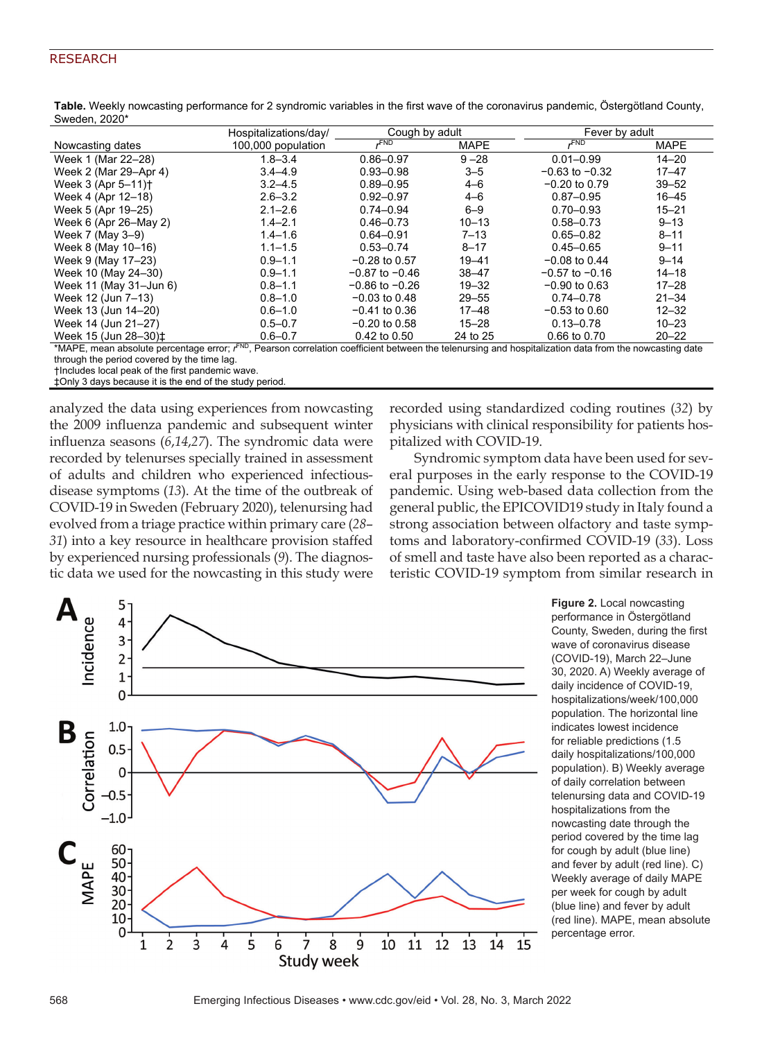**Table.** Weekly nowcasting performance for 2 syndromic variables in the first wave of the coronavirus pandemic, Östergötland County, Sweden, 2020*

| Nowcasting dates | Hospitalizations/day/ 100,000 population | Cough by adult | | Fever by adult | |
|---|---|---|---|---|---|
| | | $r^{FND}$ | MAPE | $r^{FND}$ | MAPE |
| Week 1 (Mar 22–28) | 1.8–3.4 | 0.86–0.97 | 9 –28 | 0.01–0.99 | 14–20 |
| Week 2 (Mar 29–Apr 4) | 3.4–4.9 | 0.93–0.98 | 3–5 | −0.63 to −0.32 | 17–47 |
| Week 3 (Apr 5–11)† | 3.2–4.5 | 0.89–0.95 | 4–6 | −0.20 to 0.79 | 39–52 |
| Week 4 (Apr 12–18) | 2.6–3.2 | 0.92–0.97 | 4–6 | 0.87–0.95 | 16–45 |
| Week 5 (Apr 19–25) | 2.1–2.6 | 0.74–0.94 | 6–9 | 0.70–0.93 | 15–21 |
| Week 6 (Apr 26–May 2) | 1.4–2.1 | 0.46–0.73 | 10–13 | 0.58–0.73 | 9–13 |
| Week 7 (May 3–9) | 1.4–1.6 | 0.64–0.91 | 7–13 | 0.65–0.82 | 8–11 |
| Week 8 (May 10–16) | 1.1–1.5 | 0.53–0.74 | 8–17 | 0.45–0.65 | 9–11 |
| Week 9 (May 17–23) | 0.9–1.1 | −0.28 to 0.57 | 19–41 | −0.08 to 0.44 | 9–14 |
| Week 10 (May 24–30) | 0.9–1.1 | −0.87 to −0.46 | 38–47 | −0.57 to −0.16 | 14–18 |
| Week 11 (May 31–Jun 6) | 0.8–1.1 | −0.86 to −0.26 | 19–32 | −0.90 to 0.63 | 17–28 |
| Week 12 (Jun 7–13) | 0.8–1.0 | −0.03 to 0.48 | 29–55 | 0.74–0.78 | 21–34 |
| Week 13 (Jun 14–20) | 0.6–1.0 | −0.41 to 0.36 | 17–48 | −0.53 to 0.60 | 12–32 |
| Week 14 (Jun 21–27) | 0.5–0.7 | −0.20 to 0.58 | 15–28 | 0.13–0.78 | 10–23 |
| Week 15 (Jun 28–30)‡ | 0.6–0.7 | 0.42 to 0.50 | 24 to 25 | 0.66 to 0.70 | 20–22 |

*MAPE, mean absolute percentage error; $r^{FND}$, Pearson correlation coefficient between the telenursing and hospitalization data from the nowcasting date through the period covered by the time lag.
†Includes local peak of the first pandemic wave.
‡Only 3 days because it is the end of the study period.

analyzed the data using experiences from nowcasting the 2009 influenza pandemic and subsequent winter influenza seasons (*6*,*14*,*27*). The syndromic data were recorded by telenurses specially trained in assessment of adults and children who experienced infectious-disease symptoms (*13*). At the time of the outbreak of COVID-19 in Sweden (February 2020), telenursing had evolved from a triage practice within primary care (*28*–*31*) into a key resource in healthcare provision staffed by experienced nursing professionals (*9*). The diagnostic data we used for the nowcasting in this study were recorded using standardized coding routines (*32*) by physicians with clinical responsibility for patients hospitalized with COVID-19.

Syndromic symptom data have been used for several purposes in the early response to the COVID-19 pandemic. Using web-based data collection from the general public, the EPICOVID19 study in Italy found a strong association between olfactory and taste symptoms and laboratory-confirmed COVID-19 (*33*). Loss of smell and taste have also been reported as a characteristic COVID-19 symptom from similar research in

**Figure 2.** Local nowcasting performance in Östergötland County, Sweden, during the first wave of coronavirus disease (COVID-19), March 22–June 30, 2020. A) Weekly average of daily incidence of COVID-19, hospitalizations/week/100,000 population. The horizontal line indicates lowest incidence for reliable predictions (1.5 daily hospitalizations/100,000 population). B) Weekly average of daily correlation between telenursing data and COVID-19 hospitalizations from the nowcasting date through the period covered by the time lag for cough by adult (blue line) and fever by adult (red line). C) Weekly average of daily MAPE per week for cough by adult (blue line) and fever by adult (red line). MAPE, mean absolute percentage error.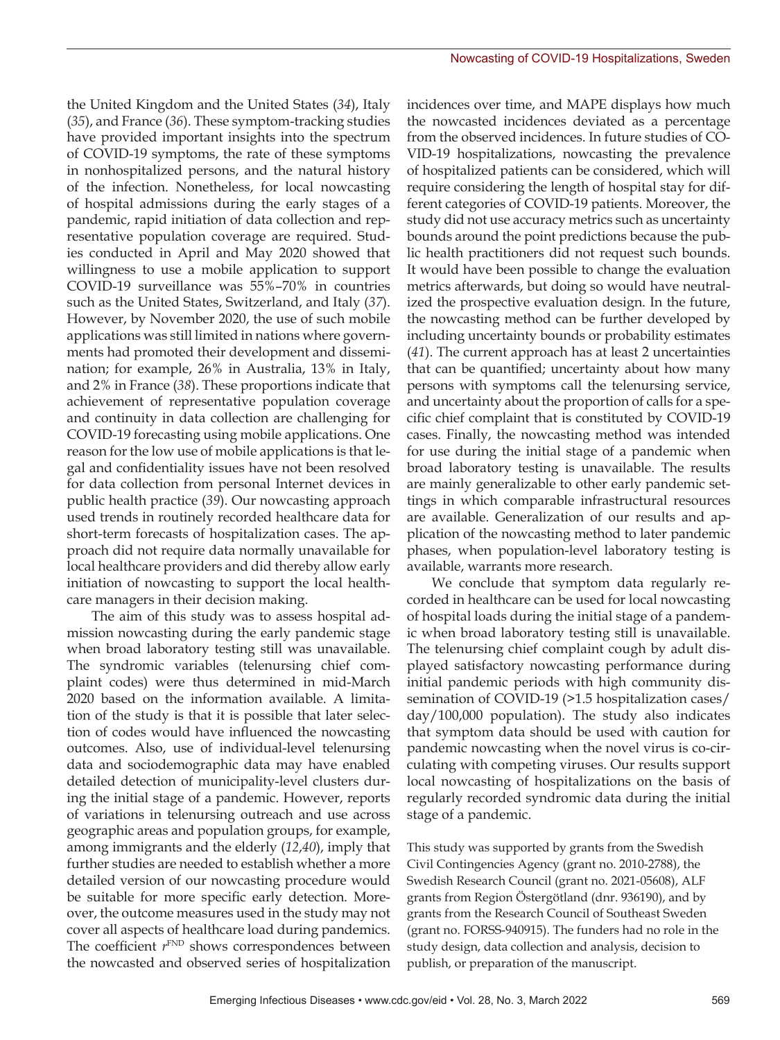the United Kingdom and the United States (*34*), Italy (*35*), and France (*36*). These symptom-tracking studies have provided important insights into the spectrum of COVID-19 symptoms, the rate of these symptoms in nonhospitalized persons, and the natural history of the infection. Nonetheless, for local nowcasting of hospital admissions during the early stages of a pandemic, rapid initiation of data collection and representative population coverage are required. Studies conducted in April and May 2020 showed that willingness to use a mobile application to support COVID-19 surveillance was 55%–70% in countries such as the United States, Switzerland, and Italy (*37*). However, by November 2020, the use of such mobile applications was still limited in nations where governments had promoted their development and dissemination; for example, 26% in Australia, 13% in Italy, and 2% in France (*38*). These proportions indicate that achievement of representative population coverage and continuity in data collection are challenging for COVID-19 forecasting using mobile applications. One reason for the low use of mobile applications is that legal and confidentiality issues have not been resolved for data collection from personal Internet devices in public health practice (*39*). Our nowcasting approach used trends in routinely recorded healthcare data for short-term forecasts of hospitalization cases. The approach did not require data normally unavailable for local healthcare providers and did thereby allow early initiation of nowcasting to support the local healthcare managers in their decision making.

The aim of this study was to assess hospital admission nowcasting during the early pandemic stage when broad laboratory testing still was unavailable. The syndromic variables (telenursing chief complaint codes) were thus determined in mid-March 2020 based on the information available. A limitation of the study is that it is possible that later selection of codes would have influenced the nowcasting outcomes. Also, use of individual-level telenursing data and sociodemographic data may have enabled detailed detection of municipality-level clusters during the initial stage of a pandemic. However, reports of variations in telenursing outreach and use across geographic areas and population groups, for example, among immigrants and the elderly (*12*,*40*), imply that further studies are needed to establish whether a more detailed version of our nowcasting procedure would be suitable for more specific early detection. Moreover, the outcome measures used in the study may not cover all aspects of healthcare load during pandemics. The coefficient $r^{FND}$ shows correspondences between the nowcasted and observed series of hospitalization incidences over time, and MAPE displays how much the nowcasted incidences deviated as a percentage from the observed incidences. In future studies of COVID-19 hospitalizations, nowcasting the prevalence of hospitalized patients can be considered, which will require considering the length of hospital stay for different categories of COVID-19 patients. Moreover, the study did not use accuracy metrics such as uncertainty bounds around the point predictions because the public health practitioners did not request such bounds. It would have been possible to change the evaluation metrics afterwards, but doing so would have neutralized the prospective evaluation design. In the future, the nowcasting method can be further developed by including uncertainty bounds or probability estimates (*41*). The current approach has at least 2 uncertainties that can be quantified; uncertainty about how many persons with symptoms call the telenursing service, and uncertainty about the proportion of calls for a specific chief complaint that is constituted by COVID-19 cases. Finally, the nowcasting method was intended for use during the initial stage of a pandemic when broad laboratory testing is unavailable. The results are mainly generalizable to other early pandemic settings in which comparable infrastructural resources are available. Generalization of our results and application of the nowcasting method to later pandemic phases, when population-level laboratory testing is available, warrants more research.

We conclude that symptom data regularly recorded in healthcare can be used for local nowcasting of hospital loads during the initial stage of a pandemic when broad laboratory testing still is unavailable. The telenursing chief complaint cough by adult displayed satisfactory nowcasting performance during initial pandemic periods with high community dissemination of COVID-19 (>1.5 hospitalization cases/day/100,000 population). The study also indicates that symptom data should be used with caution for pandemic nowcasting when the novel virus is co-circulating with competing viruses. Our results support local nowcasting of hospitalizations on the basis of regularly recorded syndromic data during the initial stage of a pandemic.

This study was supported by grants from the Swedish Civil Contingencies Agency (grant no. 2010-2788), the Swedish Research Council (grant no. 2021-05608), ALF grants from Region Östergötland (dnr. 936190), and by grants from the Research Council of Southeast Sweden (grant no. FORSS-940915). The funders had no role in the study design, data collection and analysis, decision to publish, or preparation of the manuscript.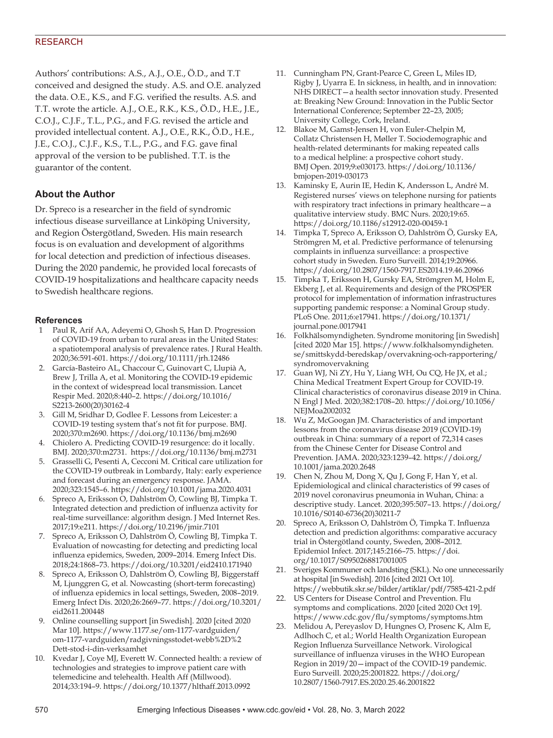Authors' contributions: A.S., A.J., O.E., Ö.D., and T.T conceived and designed the study. A.S. and O.E. analyzed the data. O.E., K.S., and F.G. verified the results. A.S. and T.T. wrote the article. A.J., O.E., R.K., K.S., Ö.D., H.E., J.E., C.O.J., C.J.F., T.L., P.G., and F.G. revised the article and provided intellectual content. A.J., O.E., R.K., Ö.D., H.E., J.E., C.O.J., C.J.F., K.S., T.L., P.G., and F.G. gave final approval of the version to be published. T.T. is the guarantor of the content.

## About the Author

Dr. Spreco is a researcher in the field of syndromic infectious disease surveillance at Linköping University, and Region Östergötland, Sweden. His main research focus is on evaluation and development of algorithms for local detection and prediction of infectious diseases. During the 2020 pandemic, he provided local forecasts of COVID-19 hospitalizations and healthcare capacity needs to Swedish healthcare regions.

### References

1. Paul R, Arif AA, Adeyemi O, Ghosh S, Han D. Progression of COVID-19 from urban to rural areas in the United States: a spatiotemporal analysis of prevalence rates. J Rural Health. 2020;36:591-601. https://doi.org/10.1111/jrh.12486
2. García-Basteiro AL, Chaccour C, Guinovart C, Llupià A, Brew J, Trilla A, et al. Monitoring the COVID-19 epidemic in the context of widespread local transmission. Lancet Respir Med. 2020;8:440–2. https://doi.org/10.1016/S2213-2600(20)30162-4
3. Gill M, Sridhar D, Godlee F. Lessons from Leicester: a COVID-19 testing system that's not fit for purpose. BMJ. 2020;370:m2690. https://doi.org/10.1136/bmj.m2690
4. Chiolero A. Predicting COVID-19 resurgence: do it locally. BMJ. 2020;370:m2731. https://doi.org/10.1136/bmj.m2731
5. Grasselli G, Pesenti A, Cecconi M. Critical care utilization for the COVID-19 outbreak in Lombardy, Italy: early experience and forecast during an emergency response. JAMA. 2020;323:1545–6. https://doi.org/10.1001/jama.2020.4031
6. Spreco A, Eriksson O, Dahlström Ö, Cowling BJ, Timpka T. Integrated detection and prediction of influenza activity for real-time surveillance: algorithm design. J Med Internet Res. 2017;19:e211. https://doi.org/10.2196/jmir.7101
7. Spreco A, Eriksson O, Dahlström Ö, Cowling BJ, Timpka T. Evaluation of nowcasting for detecting and predicting local influenza epidemics, Sweden, 2009–2014. Emerg Infect Dis. 2018;24:1868–73. https://doi.org/10.3201/eid2410.171940
8. Spreco A, Eriksson O, Dahlström Ö, Cowling BJ, Biggerstaff M, Ljunggren G, et al. Nowcasting (short-term forecasting) of influenza epidemics in local settings, Sweden, 2008–2019. Emerg Infect Dis. 2020;26:2669–77. https://doi.org/10.3201/eid2611.200448
9. Online counselling support [in Swedish]. 2020 [cited 2020 Mar 10]. https://www.1177.se/om-1177-vardguiden/om-1177-vardguiden/radgivningsstodet-webb%2D%2Dett-stod-i-din-verksamhet
10. Kvedar J, Coye MJ, Everett W. Connected health: a review of technologies and strategies to improve patient care with telemedicine and telehealth. Health Aff (Millwood). 2014;33:194–9. https://doi.org/10.1377/hlthaff.2013.0992
11. Cunningham PN, Grant-Pearce C, Green L, Miles ID, Rigby J, Uyarra E. In sickness, in health, and in innovation: NHS DIRECT—a health sector innovation study. Presented at: Breaking New Ground: Innovation in the Public Sector International Conference; September 22–23, 2005; University College, Cork, Ireland.
12. Blakoe M, Gamst-Jensen H, von Euler-Chelpin M, Collatz Christensen H, Møller T. Sociodemographic and health-related determinants for making repeated calls to a medical helpline: a prospective cohort study. BMJ Open. 2019;9:e030173. https://doi.org/10.1136/bmjopen-2019-030173
13. Kaminsky E, Aurin IE, Hedin K, Andersson L, André M. Registered nurses' views on telephone nursing for patients with respiratory tract infections in primary healthcare—a qualitative interview study. BMC Nurs. 2020;19:65. https://doi.org/10.1186/s12912-020-00459-1
14. Timpka T, Spreco A, Eriksson O, Dahlström Ö, Gursky EA, Strömgren M, et al. Predictive performance of telenursing complaints in influenza surveillance: a prospective cohort study in Sweden. Euro Surveill. 2014;19:20966. https://doi.org/10.2807/1560-7917.ES2014.19.46.20966
15. Timpka T, Eriksson H, Gursky EA, Strömgren M, Holm E, Ekberg J, et al. Requirements and design of the PROSPER protocol for implementation of information infrastructures supporting pandemic response: a Nominal Group study. PLoS One. 2011;6:e17941. https://doi.org/10.1371/journal.pone.0017941
16. Folkhälsomyndigheten. Syndrome monitoring [in Swedish] [cited 2020 Mar 15]. https://www.folkhalsomyndigheten.se/smittskydd-beredskap/overvakning-och-rapportering/syndromovervakning
17. Guan WJ, Ni ZY, Hu Y, Liang WH, Ou CQ, He JX, et al.; China Medical Treatment Expert Group for COVID-19. Clinical characteristics of coronavirus disease 2019 in China. N Engl J Med. 2020;382:1708–20. https://doi.org/10.1056/NEJMoa2002032
18. Wu Z, McGoogan JM. Characteristics of and important lessons from the coronavirus disease 2019 (COVID-19) outbreak in China: summary of a report of 72,314 cases from the Chinese Center for Disease Control and Prevention. JAMA. 2020;323:1239–42. https://doi.org/10.1001/jama.2020.2648
19. Chen N, Zhou M, Dong X, Qu J, Gong F, Han Y, et al. Epidemiological and clinical characteristics of 99 cases of 2019 novel coronavirus pneumonia in Wuhan, China: a descriptive study. Lancet. 2020;395:507–13. https://doi.org/10.1016/S0140-6736(20)30211-7
20. Spreco A, Eriksson O, Dahlström Ö, Timpka T. Influenza detection and prediction algorithms: comparative accuracy trial in Östergötland county, Sweden, 2008–2012. Epidemiol Infect. 2017;145:2166–75. https://doi.org/10.1017/S0950268817001005
21. Sveriges Kommuner och landsting (SKL). No one unnecessarily at hospital [in Swedish]. 2016 [cited 2021 Oct 10]. https://webbutik.skr.se/bilder/artiklar/pdf/7585-421-2.pdf
22. US Centers for Disease Control and Prevention. Flu symptoms and complications. 2020 [cited 2020 Oct 19]. https://www.cdc.gov/flu/symptoms/symptoms.htm
23. Melidou A, Pereyaslov D, Hungnes O, Prosenc K, Alm E, Adlhoch C, et al.; World Health Organization European Region Influenza Surveillance Network. Virological surveillance of influenza viruses in the WHO European Region in 2019/20—impact of the COVID-19 pandemic. Euro Surveill. 2020;25:2001822. https://doi.org/10.2807/1560-7917.ES.2020.25.46.2001822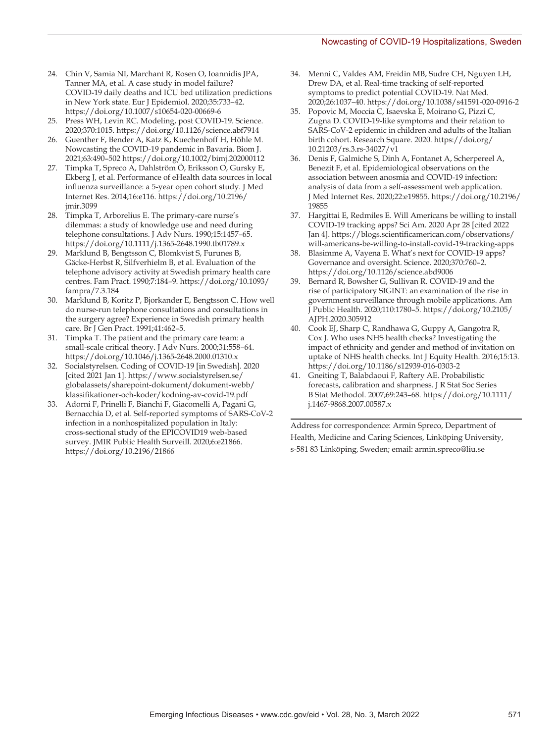24. Chin V, Samia NI, Marchant R, Rosen O, Ioannidis JPA, Tanner MA, et al. A case study in model failure? COVID-19 daily deaths and ICU bed utilization predictions in New York state. Eur J Epidemiol. 2020;35:733–42. https://doi.org/10.1007/s10654-020-00669-6
25. Press WH, Levin RC. Modeling, post COVID-19. Science. 2020;370:1015. https://doi.org/10.1126/science.abf7914
26. Guenther F, Bender A, Katz K, Kuechenhoff H, Höhle M. Nowcasting the COVID-19 pandemic in Bavaria. Biom J. 2021;63:490–502 https://doi.org/10.1002/bimj.202000112
27. Timpka T, Spreco A, Dahlström Ö, Eriksson O, Gursky E, Ekberg J, et al. Performance of eHealth data sources in local influenza surveillance: a 5-year open cohort study. J Med Internet Res. 2014;16:e116. https://doi.org/10.2196/jmir.3099
28. Timpka T, Arborelius E. The primary-care nurse's dilemmas: a study of knowledge use and need during telephone consultations. J Adv Nurs. 1990;15:1457–65. https://doi.org/10.1111/j.1365-2648.1990.tb01789.x
29. Marklund B, Bengtsson C, Blomkvist S, Furunes B, Gäcke-Herbst R, Silfverhielm B, et al. Evaluation of the telephone advisory activity at Swedish primary health care centres. Fam Pract. 1990;7:184–9. https://doi.org/10.1093/fampra/7.3.184
30. Marklund B, Koritz P, Bjorkander E, Bengtsson C. How well do nurse-run telephone consultations and consultations in the surgery agree? Experience in Swedish primary health care. Br J Gen Pract. 1991;41:462–5.
31. Timpka T. The patient and the primary care team: a small-scale critical theory. J Adv Nurs. 2000;31:558–64. https://doi.org/10.1046/j.1365-2648.2000.01310.x
32. Socialstyrelsen. Coding of COVID-19 [in Swedish]. 2020 [cited 2021 Jan 1]. https://www.socialstyrelsen.se/globalassets/sharepoint-dokument/dokument-webb/klassifikationer-och-koder/kodning-av-covid-19.pdf
33. Adorni F, Prinelli F, Bianchi F, Giacomelli A, Pagani G, Bernacchia D, et al. Self-reported symptoms of SARS-CoV-2 infection in a nonhospitalized population in Italy: cross-sectional study of the EPICOVID19 web-based survey. JMIR Public Health Surveill. 2020;6:e21866. https://doi.org/10.2196/21866
34. Menni C, Valdes AM, Freidin MB, Sudre CH, Nguyen LH, Drew DA, et al. Real-time tracking of self-reported symptoms to predict potential COVID-19. Nat Med. 2020;26:1037–40. https://doi.org/10.1038/s41591-020-0916-2
35. Popovic M, Moccia C, Isaevska E, Moirano G, Pizzi C, Zugna D. COVID-19-like symptoms and their relation to SARS-CoV-2 epidemic in children and adults of the Italian birth cohort. Research Square. 2020. https://doi.org/10.21203/rs.3.rs-34027/v1
36. Denis F, Galmiche S, Dinh A, Fontanet A, Scherpereel A, Benezit F, et al. Epidemiological observations on the association between anosmia and COVID-19 infection: analysis of data from a self-assessment web application. J Med Internet Res. 2020;22:e19855. https://doi.org/10.2196/19855
37. Hargittai E, Redmiles E. Will Americans be willing to install COVID-19 tracking apps? Sci Am. 2020 Apr 28 [cited 2022 Jan 4]. https://blogs.scientificamerican.com/observations/will-americans-be-willing-to-install-covid-19-tracking-apps
38. Blasimme A, Vayena E. What's next for COVID-19 apps? Governance and oversight. Science. 2020;370:760–2. https://doi.org/10.1126/science.abd9006
39. Bernard R, Bowsher G, Sullivan R. COVID-19 and the rise of participatory SIGINT: an examination of the rise in government surveillance through mobile applications. Am J Public Health. 2020;110:1780–5. https://doi.org/10.2105/AJPH.2020.305912
40. Cook EJ, Sharp C, Randhawa G, Guppy A, Gangotra R, Cox J. Who uses NHS health checks? Investigating the impact of ethnicity and gender and method of invitation on uptake of NHS health checks. Int J Equity Health. 2016;15:13. https://doi.org/10.1186/s12939-016-0303-2
41. Gneiting T, Balabdaoui F, Raftery AE. Probabilistic forecasts, calibration and sharpness. J R Stat Soc Series B Stat Methodol. 2007;69:243–68. https://doi.org/10.1111/j.1467-9868.2007.00587.x

Address for correspondence: Armin Spreco, Department of Health, Medicine and Caring Sciences, Linköping University, s-581 83 Linköping, Sweden; email: armin.spreco@liu.se